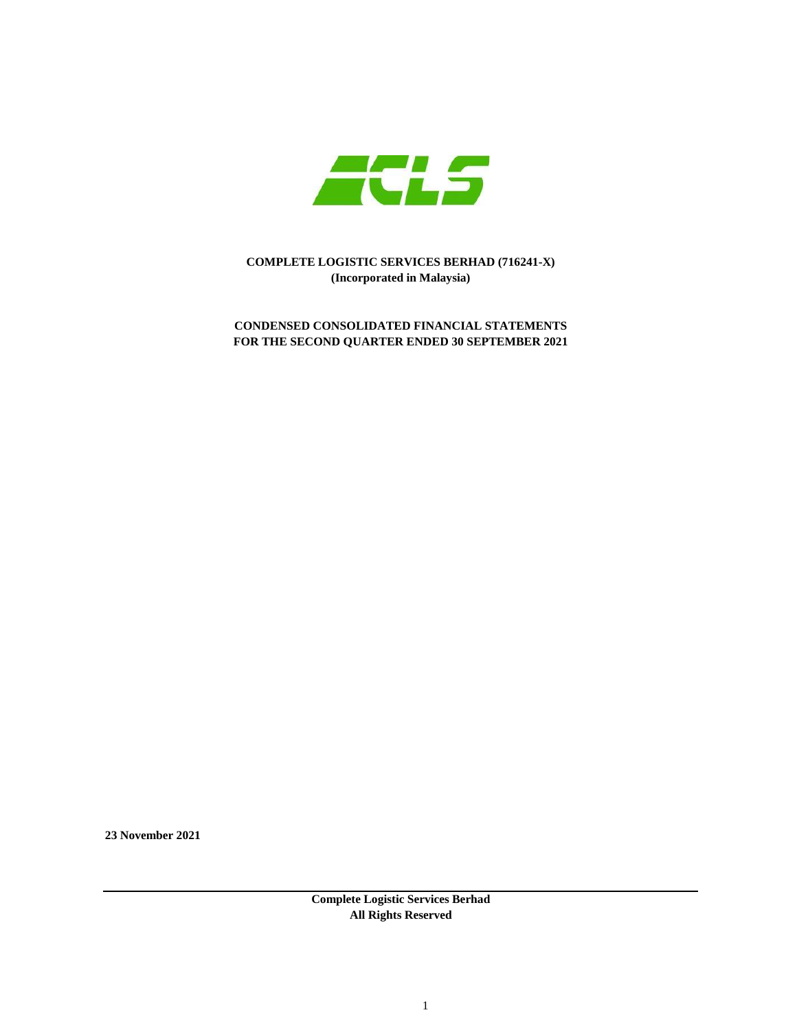**COMPLETE LOGISTIC SERVICES BERHAD (716241-X)**
**(Incorporated in Malaysia)**

**CONDENSED CONSOLIDATED FINANCIAL STATEMENTS**
**FOR THE SECOND QUARTER ENDED 30 SEPTEMBER 2021**

**23 November 2021**

**Complete Logistic Services Berhad**
**All Rights Reserved**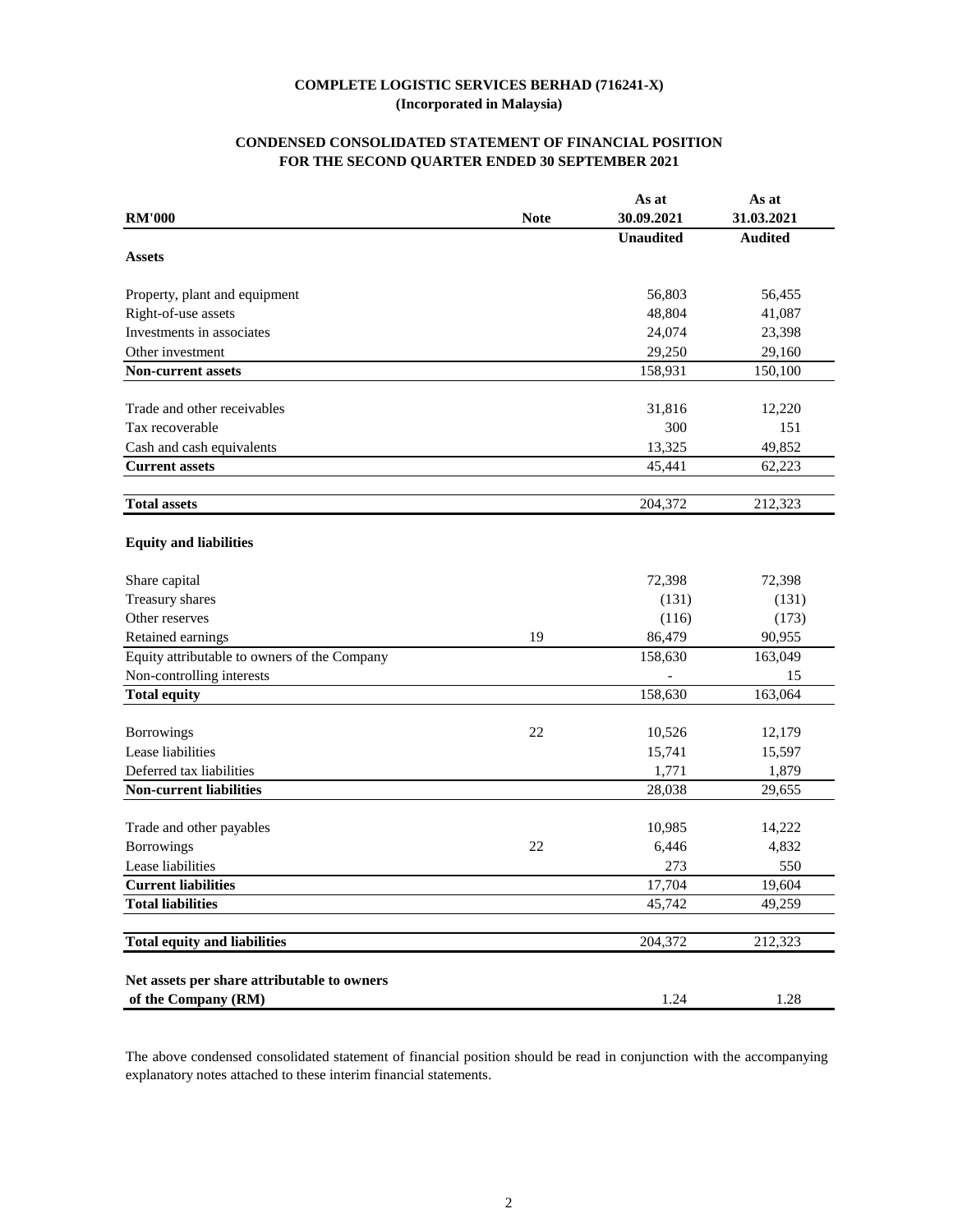**COMPLETE LOGISTIC SERVICES BERHAD (716241-X)**
**(Incorporated in Malaysia)**

**CONDENSED CONSOLIDATED STATEMENT OF FINANCIAL POSITION**
**FOR THE SECOND QUARTER ENDED 30 SEPTEMBER 2021**

| RM'000 | Note | As at 30.09.2021 | As at 31.03.2021 |
|---|---|---|---|
| | | Unaudited | Audited |
| **Assets** | | | |
| Property, plant and equipment | | 56,803 | 56,455 |
| Right-of-use assets | | 48,804 | 41,087 |
| Investments in associates | | 24,074 | 23,398 |
| Other investment | | 29,250 | 29,160 |
| **Non-current assets** | | 158,931 | 150,100 |
| Trade and other receivables | | 31,816 | 12,220 |
| Tax recoverable | | 300 | 151 |
| Cash and cash equivalents | | 13,325 | 49,852 |
| **Current assets** | | 45,441 | 62,223 |
| **Total assets** | | 204,372 | 212,323 |
| **Equity and liabilities** | | | |
| Share capital | | 72,398 | 72,398 |
| Treasury shares | | (131) | (131) |
| Other reserves | | (116) | (173) |
| Retained earnings | 19 | 86,479 | 90,955 |
| Equity attributable to owners of the Company | | 158,630 | 163,049 |
| Non-controlling interests | | - | 15 |
| **Total equity** | | 158,630 | 163,064 |
| Borrowings | 22 | 10,526 | 12,179 |
| Lease liabilities | | 15,741 | 15,597 |
| Deferred tax liabilities | | 1,771 | 1,879 |
| **Non-current liabilities** | | 28,038 | 29,655 |
| Trade and other payables | | 10,985 | 14,222 |
| Borrowings | 22 | 6,446 | 4,832 |
| Lease liabilities | | 273 | 550 |
| **Current liabilities** | | 17,704 | 19,604 |
| **Total liabilities** | | 45,742 | 49,259 |
| **Total equity and liabilities** | | 204,372 | 212,323 |
| **Net assets per share attributable to owners of the Company (RM)** | | 1.24 | 1.28 |

The above condensed consolidated statement of financial position should be read in conjunction with the accompanying explanatory notes attached to these interim financial statements.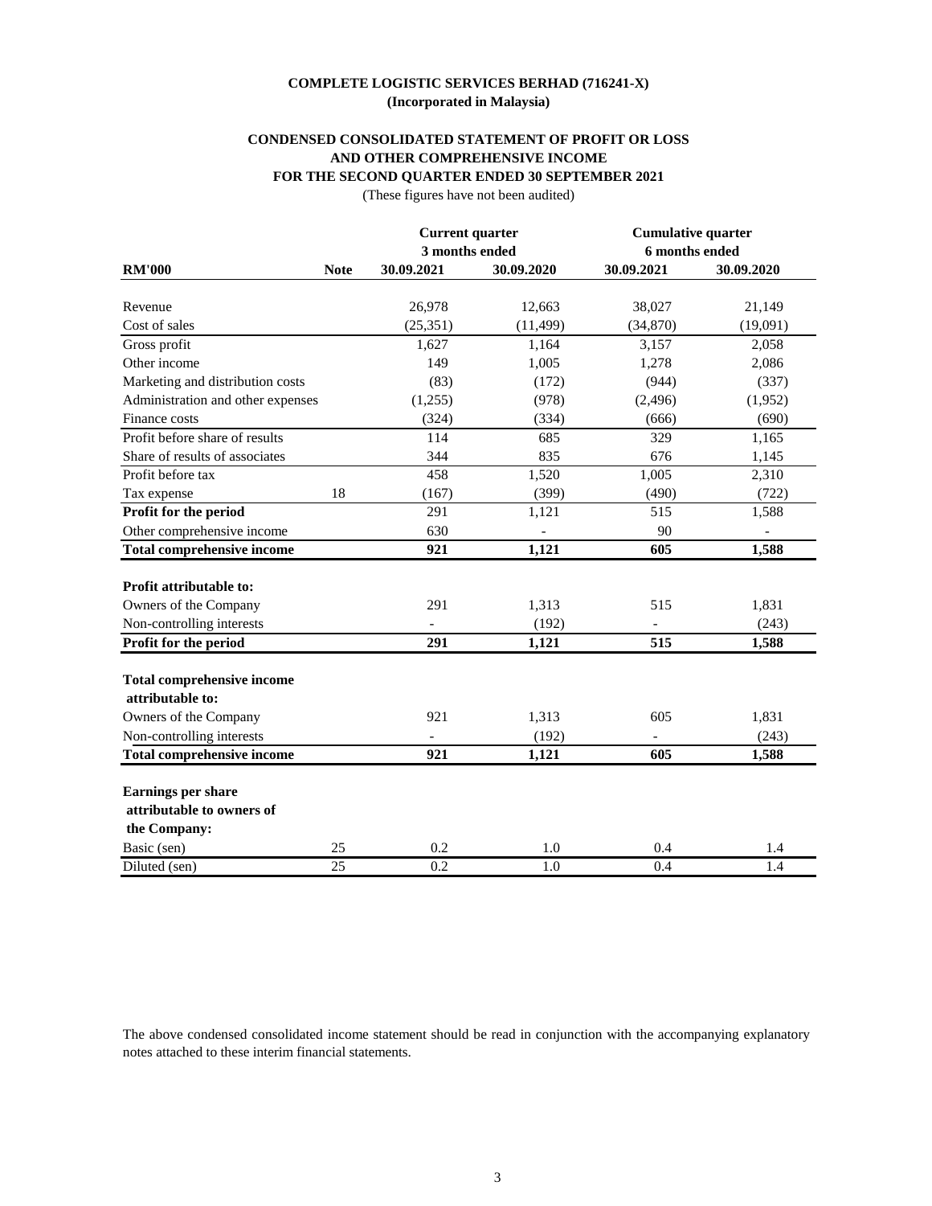**COMPLETE LOGISTIC SERVICES BERHAD (716241-X)**
**(Incorporated in Malaysia)**

**CONDENSED CONSOLIDATED STATEMENT OF PROFIT OR LOSS AND OTHER COMPREHENSIVE INCOME FOR THE SECOND QUARTER ENDED 30 SEPTEMBER 2021**

(These figures have not been audited)

| | | Current quarter 3 months ended | | Cumulative quarter 6 months ended | |
|---|---|---|---|---|---|
| **RM'000** | **Note** | **30.09.2021** | **30.09.2020** | **30.09.2021** | **30.09.2020** |
| Revenue | | 26,978 | 12,663 | 38,027 | 21,149 |
| Cost of sales | | (25,351) | (11,499) | (34,870) | (19,091) |
| Gross profit | | 1,627 | 1,164 | 3,157 | 2,058 |
| Other income | | 149 | 1,005 | 1,278 | 2,086 |
| Marketing and distribution costs | | (83) | (172) | (944) | (337) |
| Administration and other expenses | | (1,255) | (978) | (2,496) | (1,952) |
| Finance costs | | (324) | (334) | (666) | (690) |
| Profit before share of results | | 114 | 685 | 329 | 1,165 |
| Share of results of associates | | 344 | 835 | 676 | 1,145 |
| Profit before tax | | 458 | 1,520 | 1,005 | 2,310 |
| Tax expense | 18 | (167) | (399) | (490) | (722) |
| **Profit for the period** | | 291 | 1,121 | 515 | 1,588 |
| Other comprehensive income | | 630 | - | 90 | - |
| **Total comprehensive income** | | **921** | **1,121** | **605** | **1,588** |
| | | | | | |
| **Profit attributable to:** | | | | | |
| Owners of the Company | | 291 | 1,313 | 515 | 1,831 |
| Non-controlling interests | | - | (192) | - | (243) |
| **Profit for the period** | | **291** | **1,121** | **515** | **1,588** |
| | | | | | |
| **Total comprehensive income attributable to:** | | | | | |
| Owners of the Company | | 921 | 1,313 | 605 | 1,831 |
| Non-controlling interests | | - | (192) | - | (243) |
| **Total comprehensive income** | | **921** | **1,121** | **605** | **1,588** |
| | | | | | |
| **Earnings per share attributable to owners of the Company:** | | | | | |
| Basic (sen) | 25 | 0.2 | 1.0 | 0.4 | 1.4 |
| Diluted (sen) | 25 | 0.2 | 1.0 | 0.4 | 1.4 |

The above condensed consolidated income statement should be read in conjunction with the accompanying explanatory notes attached to these interim financial statements.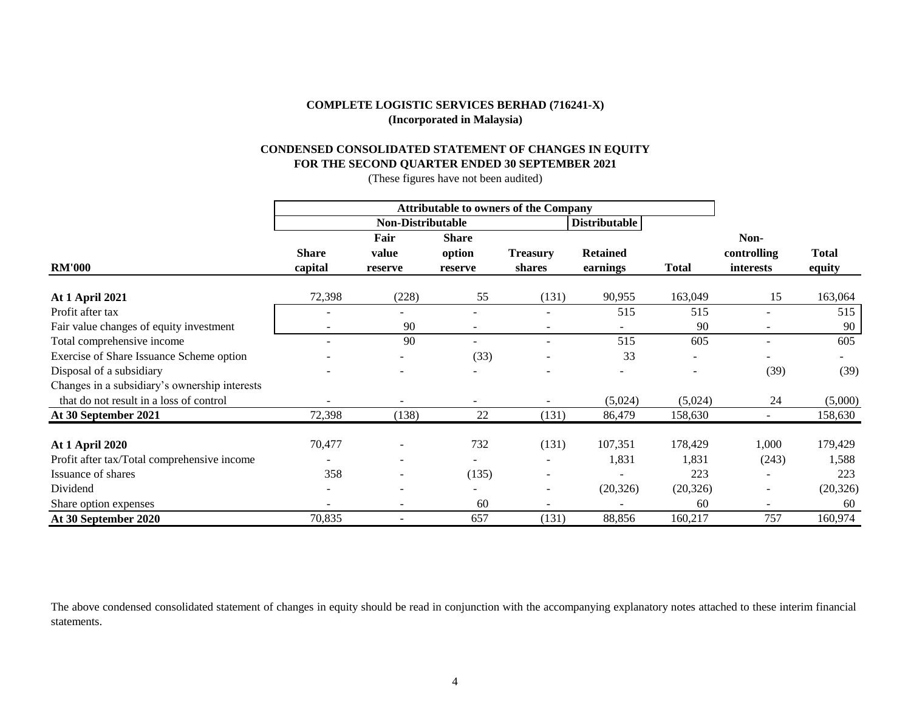**COMPLETE LOGISTIC SERVICES BERHAD (716241-X)**
**(Incorporated in Malaysia)**

**CONDENSED CONSOLIDATED STATEMENT OF CHANGES IN EQUITY**
**FOR THE SECOND QUARTER ENDED 30 SEPTEMBER 2021**

(These figures have not been audited)

| | Attributable to owners of the Company | | | | | | | |
|---|---|---|---|---|---|---|---|---|
| | Non-Distributable | | | | Distributable | | | |
| **RM'000** | **Share capital** | **Fair value reserve** | **Share option reserve** | **Treasury shares** | **Retained earnings** | **Total** | **Non-controlling interests** | **Total equity** |
| **At 1 April 2021** | 72,398 | (228) | 55 | (131) | 90,955 | 163,049 | 15 | 163,064 |
| Profit after tax | - | - | - | - | 515 | 515 | - | 515 |
| Fair value changes of equity investment | - | 90 | - | - | - | 90 | - | 90 |
| Total comprehensive income | - | 90 | - | - | 515 | 605 | - | 605 |
| Exercise of Share Issuance Scheme option | - | - | (33) | - | 33 | - | - | - |
| Disposal of a subsidiary | - | - | - | - | - | - | (39) | (39) |
| Changes in a subsidiary's ownership interests that do not result in a loss of control | - | - | - | - | (5,024) | (5,024) | 24 | (5,000) |
| **At 30 September 2021** | 72,398 | (138) | 22 | (131) | 86,479 | 158,630 | - | 158,630 |
| | | | | | | | | |
| **At 1 April 2020** | 70,477 | - | 732 | (131) | 107,351 | 178,429 | 1,000 | 179,429 |
| Profit after tax/Total comprehensive income | - | - | - | - | 1,831 | 1,831 | (243) | 1,588 |
| Issuance of shares | 358 | - | (135) | - | - | 223 | - | 223 |
| Dividend | - | - | - | - | (20,326) | (20,326) | - | (20,326) |
| Share option expenses | - | - | 60 | - | - | 60 | - | 60 |
| **At 30 September 2020** | 70,835 | - | 657 | (131) | 88,856 | 160,217 | 757 | 160,974 |

The above condensed consolidated statement of changes in equity should be read in conjunction with the accompanying explanatory notes attached to these interim financial statements.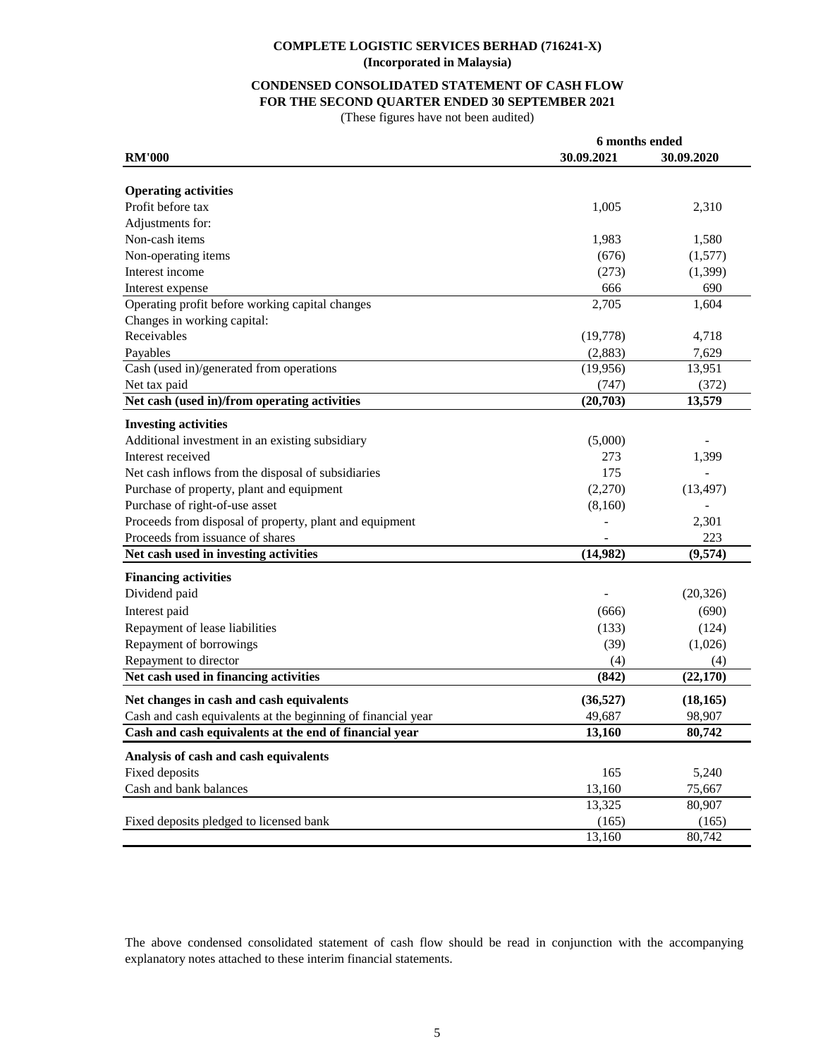**COMPLETE LOGISTIC SERVICES BERHAD (716241-X)**
**(Incorporated in Malaysia)**

**CONDENSED CONSOLIDATED STATEMENT OF CASH FLOW**
**FOR THE SECOND QUARTER ENDED 30 SEPTEMBER 2021**
(These figures have not been audited)

| | 6 months ended | |
|---|---|---|
| **RM'000** | **30.09.2021** | **30.09.2020** |
| **Operating activities** | | |
| Profit before tax | 1,005 | 2,310 |
| Adjustments for: | | |
| Non-cash items | 1,983 | 1,580 |
| Non-operating items | (676) | (1,577) |
| Interest income | (273) | (1,399) |
| Interest expense | 666 | 690 |
| Operating profit before working capital changes | 2,705 | 1,604 |
| Changes in working capital: | | |
| Receivables | (19,778) | 4,718 |
| Payables | (2,883) | 7,629 |
| Cash (used in)/generated from operations | (19,956) | 13,951 |
| Net tax paid | (747) | (372) |
| **Net cash (used in)/from operating activities** | **(20,703)** | **13,579** |
| **Investing activities** | | |
| Additional investment in an existing subsidiary | (5,000) | - |
| Interest received | 273 | 1,399 |
| Net cash inflows from the disposal of subsidiaries | 175 | - |
| Purchase of property, plant and equipment | (2,270) | (13,497) |
| Purchase of right-of-use asset | (8,160) | - |
| Proceeds from disposal of property, plant and equipment | - | 2,301 |
| Proceeds from issuance of shares | - | 223 |
| **Net cash used in investing activities** | **(14,982)** | **(9,574)** |
| **Financing activities** | | |
| Dividend paid | - | (20,326) |
| Interest paid | (666) | (690) |
| Repayment of lease liabilities | (133) | (124) |
| Repayment of borrowings | (39) | (1,026) |
| Repayment to director | (4) | (4) |
| **Net cash used in financing activities** | **(842)** | **(22,170)** |
| **Net changes in cash and cash equivalents** | **(36,527)** | **(18,165)** |
| Cash and cash equivalents at the beginning of financial year | 49,687 | 98,907 |
| **Cash and cash equivalents at the end of financial year** | **13,160** | **80,742** |
| **Analysis of cash and cash equivalents** | | |
| Fixed deposits | 165 | 5,240 |
| Cash and bank balances | 13,160 | 75,667 |
| | 13,325 | 80,907 |
| Fixed deposits pledged to licensed bank | (165) | (165) |
| | 13,160 | 80,742 |

The above condensed consolidated statement of cash flow should be read in conjunction with the accompanying explanatory notes attached to these interim financial statements.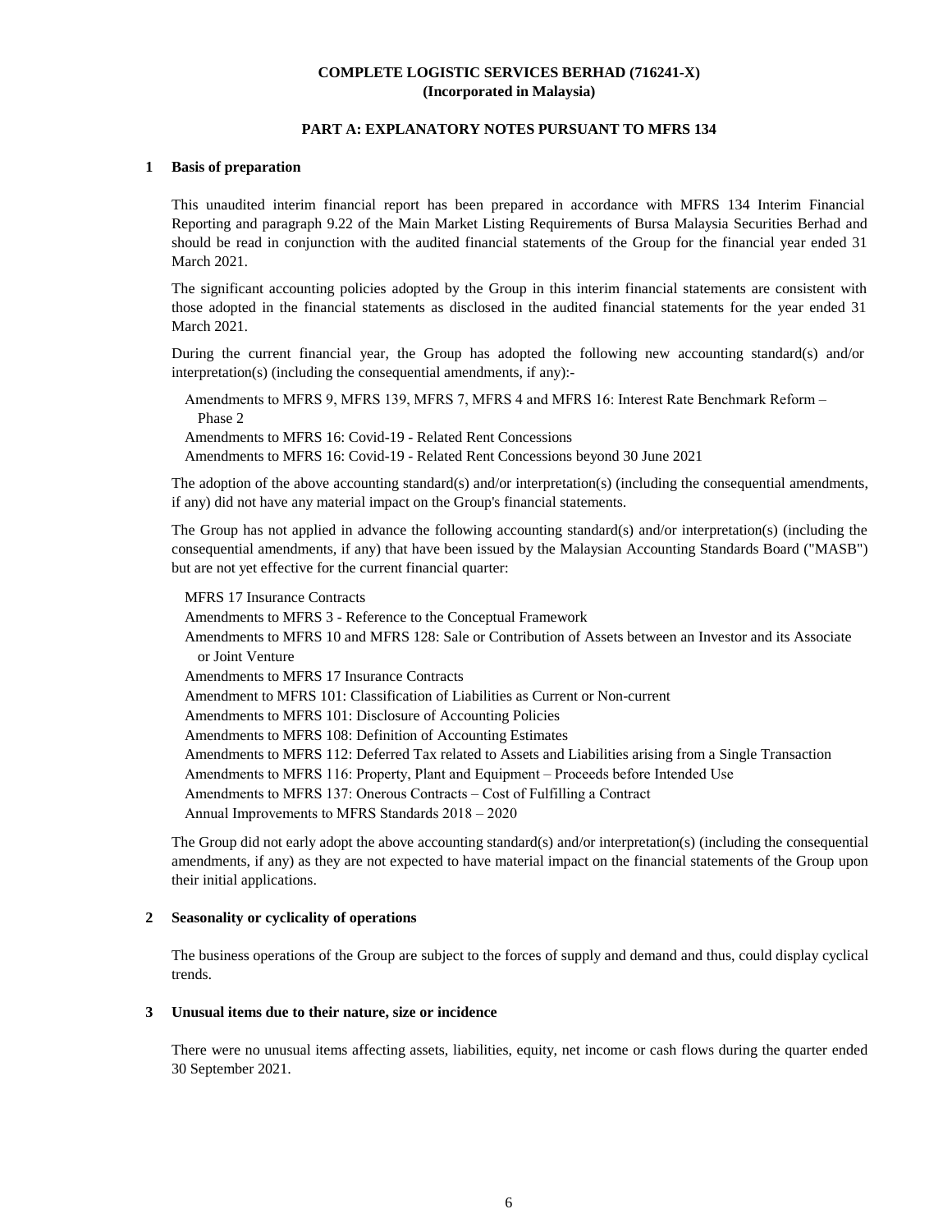**COMPLETE LOGISTIC SERVICES BERHAD (716241-X)**
**(Incorporated in Malaysia)**

## PART A: EXPLANATORY NOTES PURSUANT TO MFRS 134

### 1 Basis of preparation

This unaudited interim financial report has been prepared in accordance with MFRS 134 Interim Financial Reporting and paragraph 9.22 of the Main Market Listing Requirements of Bursa Malaysia Securities Berhad and should be read in conjunction with the audited financial statements of the Group for the financial year ended 31 March 2021.

The significant accounting policies adopted by the Group in this interim financial statements are consistent with those adopted in the financial statements as disclosed in the audited financial statements for the year ended 31 March 2021.

During the current financial year, the Group has adopted the following new accounting standard(s) and/or interpretation(s) (including the consequential amendments, if any):-

Amendments to MFRS 9, MFRS 139, MFRS 7, MFRS 4 and MFRS 16: Interest Rate Benchmark Reform – Phase 2
Amendments to MFRS 16: Covid-19 - Related Rent Concessions
Amendments to MFRS 16: Covid-19 - Related Rent Concessions beyond 30 June 2021

The adoption of the above accounting standard(s) and/or interpretation(s) (including the consequential amendments, if any) did not have any material impact on the Group's financial statements.

The Group has not applied in advance the following accounting standard(s) and/or interpretation(s) (including the consequential amendments, if any) that have been issued by the Malaysian Accounting Standards Board ("MASB") but are not yet effective for the current financial quarter:

MFRS 17 Insurance Contracts
Amendments to MFRS 3 - Reference to the Conceptual Framework
Amendments to MFRS 10 and MFRS 128: Sale or Contribution of Assets between an Investor and its Associate or Joint Venture
Amendments to MFRS 17 Insurance Contracts
Amendment to MFRS 101: Classification of Liabilities as Current or Non-current
Amendments to MFRS 101: Disclosure of Accounting Policies
Amendments to MFRS 108: Definition of Accounting Estimates
Amendments to MFRS 112: Deferred Tax related to Assets and Liabilities arising from a Single Transaction
Amendments to MFRS 116: Property, Plant and Equipment – Proceeds before Intended Use
Amendments to MFRS 137: Onerous Contracts – Cost of Fulfilling a Contract
Annual Improvements to MFRS Standards 2018 – 2020

The Group did not early adopt the above accounting standard(s) and/or interpretation(s) (including the consequential amendments, if any) as they are not expected to have material impact on the financial statements of the Group upon their initial applications.

### 2 Seasonality or cyclicality of operations

The business operations of the Group are subject to the forces of supply and demand and thus, could display cyclical trends.

### 3 Unusual items due to their nature, size or incidence

There were no unusual items affecting assets, liabilities, equity, net income or cash flows during the quarter ended 30 September 2021.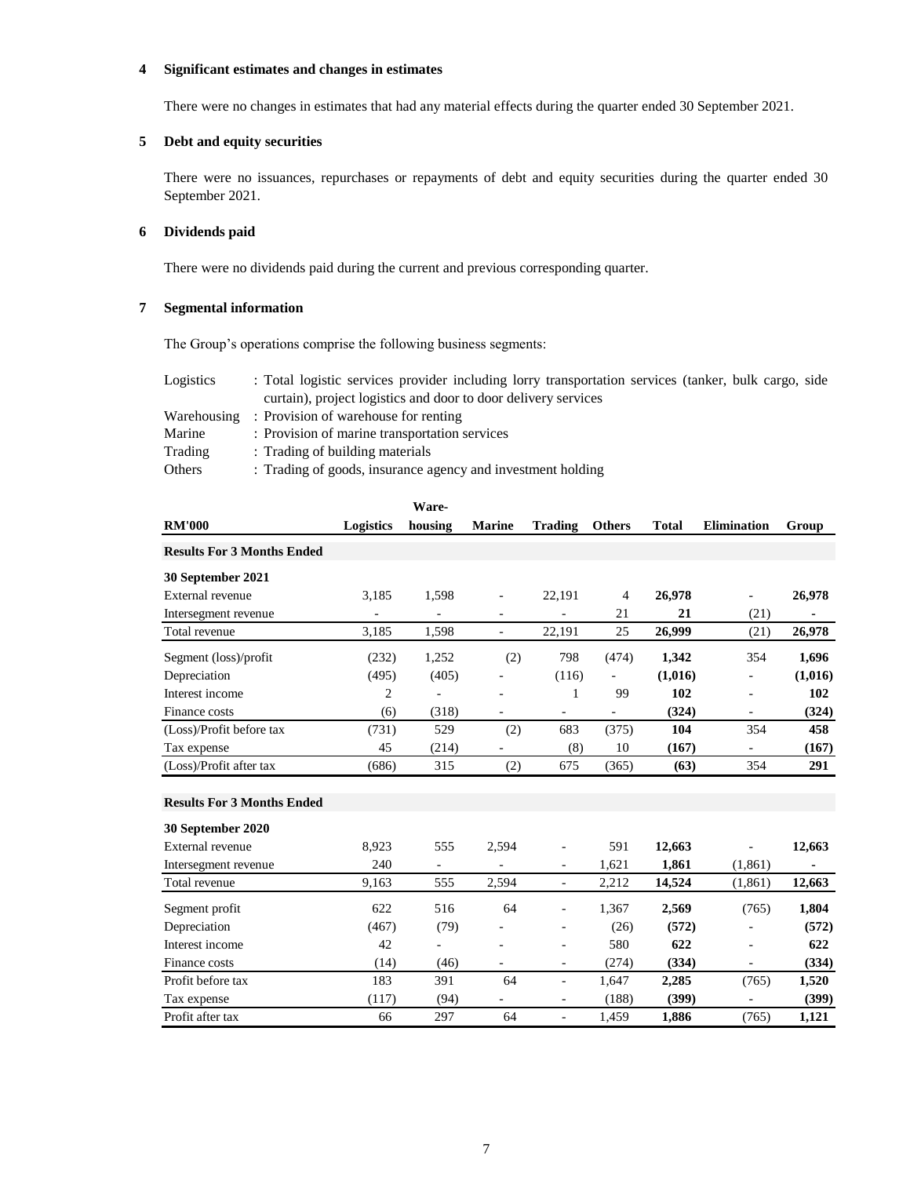## 4 Significant estimates and changes in estimates

There were no changes in estimates that had any material effects during the quarter ended 30 September 2021.

## 5 Debt and equity securities

There were no issuances, repurchases or repayments of debt and equity securities during the quarter ended 30 September 2021.

## 6 Dividends paid

There were no dividends paid during the current and previous corresponding quarter.

## 7 Segmental information

The Group's operations comprise the following business segments:

| | |
|---|---|
| Logistics | : Total logistic services provider including lorry transportation services (tanker, bulk cargo, side curtain), project logistics and door to door delivery services |
| Warehousing | : Provision of warehouse for renting |
| Marine | : Provision of marine transportation services |
| Trading | : Trading of building materials |
| Others | : Trading of goods, insurance agency and investment holding |

| RM'000 | Logistics | Ware-housing | Marine | Trading | Others | Total | Elimination | Group |
|---|---|---|---|---|---|---|---|---|
| **Results For 3 Months Ended** | | | | | | | | |
| **30 September 2021** | | | | | | | | |
| External revenue | 3,185 | 1,598 | - | 22,191 | 4 | **26,978** | - | **26,978** |
| Intersegment revenue | - | - | - | - | 21 | **21** | (21) | **-** |
| Total revenue | 3,185 | 1,598 | - | 22,191 | 25 | **26,999** | (21) | **26,978** |
| Segment (loss)/profit | (232) | 1,252 | (2) | 798 | (474) | **1,342** | 354 | **1,696** |
| Depreciation | (495) | (405) | - | (116) | - | **(1,016)** | - | **(1,016)** |
| Interest income | 2 | - | - | 1 | 99 | **102** | - | **102** |
| Finance costs | (6) | (318) | - | - | - | **(324)** | - | **(324)** |
| (Loss)/Profit before tax | (731) | 529 | (2) | 683 | (375) | **104** | 354 | **458** |
| Tax expense | 45 | (214) | - | (8) | 10 | **(167)** | - | **(167)** |
| (Loss)/Profit after tax | (686) | 315 | (2) | 675 | (365) | **(63)** | 354 | **291** |
| **Results For 3 Months Ended** | | | | | | | | |
| **30 September 2020** | | | | | | | | |
| External revenue | 8,923 | 555 | 2,594 | - | 591 | **12,663** | - | **12,663** |
| Intersegment revenue | 240 | - | - | - | 1,621 | **1,861** | (1,861) | **-** |
| Total revenue | 9,163 | 555 | 2,594 | - | 2,212 | **14,524** | (1,861) | **12,663** |
| Segment profit | 622 | 516 | 64 | - | 1,367 | **2,569** | (765) | **1,804** |
| Depreciation | (467) | (79) | - | - | (26) | **(572)** | - | **(572)** |
| Interest income | 42 | - | - | - | 580 | **622** | - | **622** |
| Finance costs | (14) | (46) | - | - | (274) | **(334)** | - | **(334)** |
| Profit before tax | 183 | 391 | 64 | - | 1,647 | **2,285** | (765) | **1,520** |
| Tax expense | (117) | (94) | - | - | (188) | **(399)** | - | **(399)** |
| Profit after tax | 66 | 297 | 64 | - | 1,459 | **1,886** | (765) | **1,121** |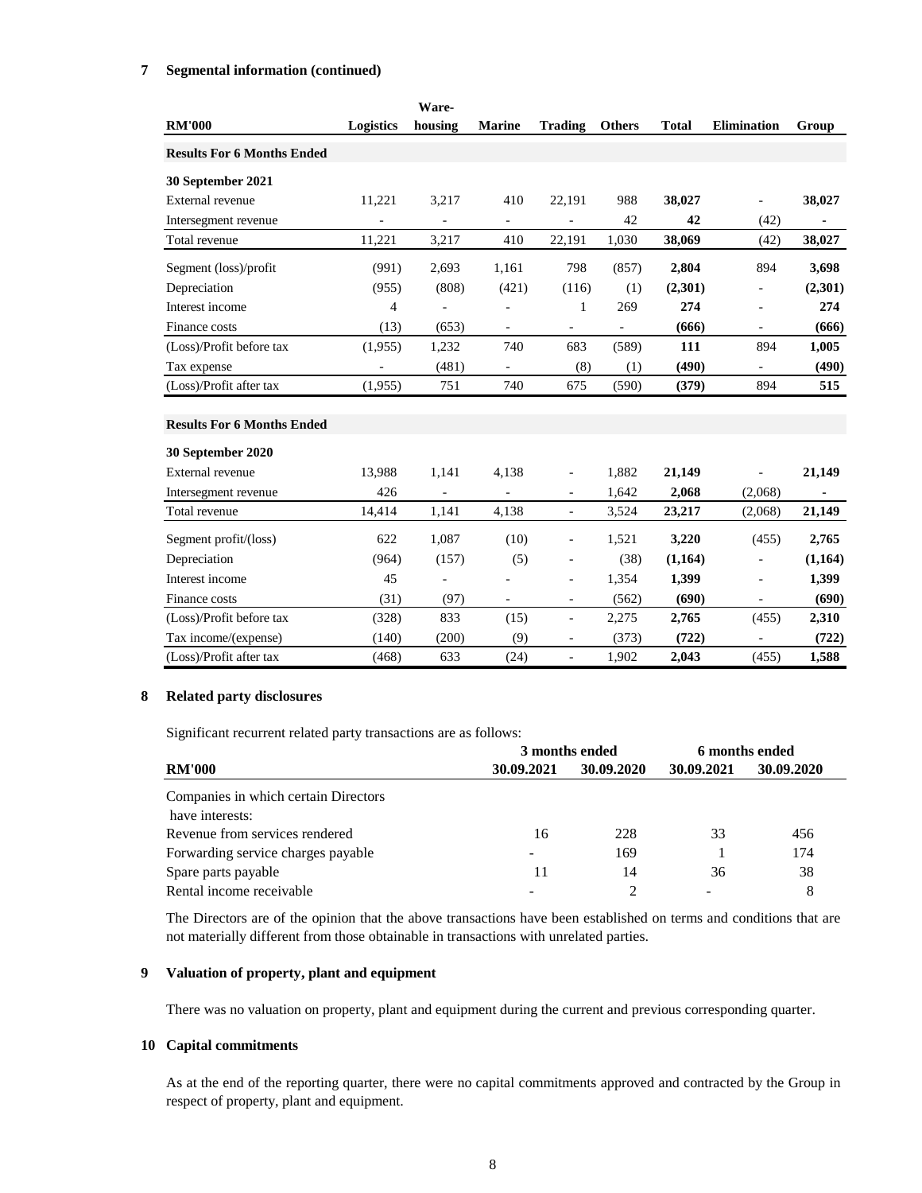## 7 Segmental information (continued)

| RM'000 | Logistics | Ware-housing | Marine | Trading | Others | Total | Elimination | Group |
|---|---|---|---|---|---|---|---|---|
| **Results For 6 Months Ended** | | | | | | | | |
| **30 September 2021** | | | | | | | | |
| External revenue | 11,221 | 3,217 | 410 | 22,191 | 988 | **38,027** | - | **38,027** |
| Intersegment revenue | - | - | - | - | 42 | **42** | (42) | **-** |
| Total revenue | 11,221 | 3,217 | 410 | 22,191 | 1,030 | **38,069** | (42) | **38,027** |
| Segment (loss)/profit | (991) | 2,693 | 1,161 | 798 | (857) | **2,804** | 894 | **3,698** |
| Depreciation | (955) | (808) | (421) | (116) | (1) | **(2,301)** | - | **(2,301)** |
| Interest income | 4 | - | - | 1 | 269 | **274** | - | **274** |
| Finance costs | (13) | (653) | - | - | - | **(666)** | - | **(666)** |
| (Loss)/Profit before tax | (1,955) | 1,232 | 740 | 683 | (589) | **111** | 894 | **1,005** |
| Tax expense | - | (481) | - | (8) | (1) | **(490)** | - | **(490)** |
| (Loss)/Profit after tax | (1,955) | 751 | 740 | 675 | (590) | **(379)** | 894 | **515** |
| **Results For 6 Months Ended** | | | | | | | | |
| **30 September 2020** | | | | | | | | |
| External revenue | 13,988 | 1,141 | 4,138 | - | 1,882 | **21,149** | - | **21,149** |
| Intersegment revenue | 426 | - | - | - | 1,642 | **2,068** | (2,068) | **-** |
| Total revenue | 14,414 | 1,141 | 4,138 | - | 3,524 | **23,217** | (2,068) | **21,149** |
| Segment profit/(loss) | 622 | 1,087 | (10) | - | 1,521 | **3,220** | (455) | **2,765** |
| Depreciation | (964) | (157) | (5) | - | (38) | **(1,164)** | - | **(1,164)** |
| Interest income | 45 | - | - | - | 1,354 | **1,399** | - | **1,399** |
| Finance costs | (31) | (97) | - | - | (562) | **(690)** | - | **(690)** |
| (Loss)/Profit before tax | (328) | 833 | (15) | - | 2,275 | **2,765** | (455) | **2,310** |
| Tax income/(expense) | (140) | (200) | (9) | - | (373) | **(722)** | - | **(722)** |
| (Loss)/Profit after tax | (468) | 633 | (24) | - | 1,902 | **2,043** | (455) | **1,588** |

## 8 Related party disclosures

Significant recurrent related party transactions are as follows:

| | 3 months ended | | 6 months ended | |
|---|---|---|---|---|
| **RM'000** | **30.09.2021** | **30.09.2020** | **30.09.2021** | **30.09.2020** |
| Companies in which certain Directors have interests: | | | | |
| Revenue from services rendered | 16 | 228 | 33 | 456 |
| Forwarding service charges payable | - | 169 | 1 | 174 |
| Spare parts payable | 11 | 14 | 36 | 38 |
| Rental income receivable | - | 2 | - | 8 |

The Directors are of the opinion that the above transactions have been established on terms and conditions that are not materially different from those obtainable in transactions with unrelated parties.

## 9 Valuation of property, plant and equipment

There was no valuation on property, plant and equipment during the current and previous corresponding quarter.

## 10 Capital commitments

As at the end of the reporting quarter, there were no capital commitments approved and contracted by the Group in respect of property, plant and equipment.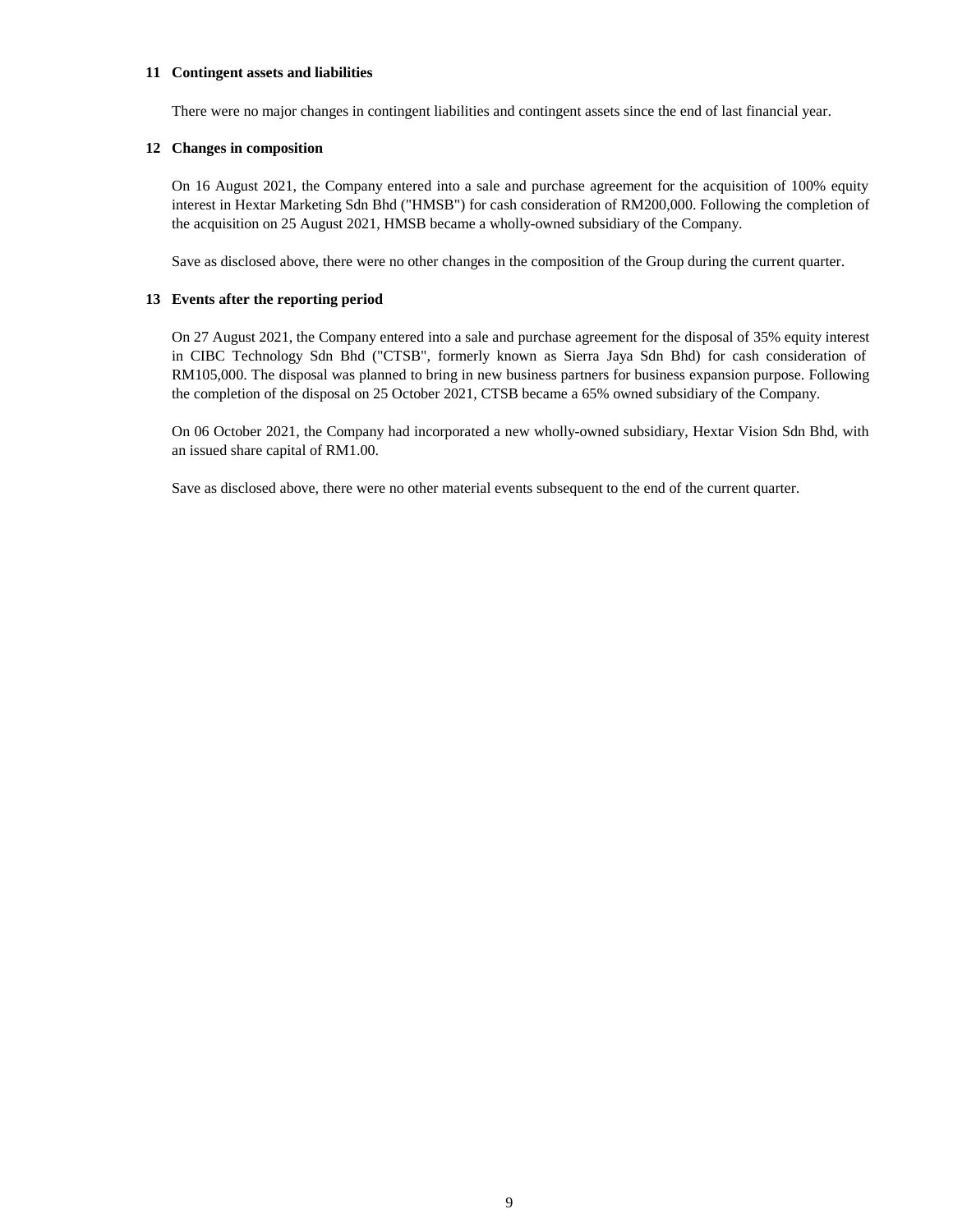## 11 Contingent assets and liabilities

There were no major changes in contingent liabilities and contingent assets since the end of last financial year.

## 12 Changes in composition

On 16 August 2021, the Company entered into a sale and purchase agreement for the acquisition of 100% equity interest in Hextar Marketing Sdn Bhd ("HMSB") for cash consideration of RM200,000. Following the completion of the acquisition on 25 August 2021, HMSB became a wholly-owned subsidiary of the Company.

Save as disclosed above, there were no other changes in the composition of the Group during the current quarter.

## 13 Events after the reporting period

On 27 August 2021, the Company entered into a sale and purchase agreement for the disposal of 35% equity interest in CIBC Technology Sdn Bhd ("CTSB", formerly known as Sierra Jaya Sdn Bhd) for cash consideration of RM105,000. The disposal was planned to bring in new business partners for business expansion purpose. Following the completion of the disposal on 25 October 2021, CTSB became a 65% owned subsidiary of the Company.

On 06 October 2021, the Company had incorporated a new wholly-owned subsidiary, Hextar Vision Sdn Bhd, with an issued share capital of RM1.00.

Save as disclosed above, there were no other material events subsequent to the end of the current quarter.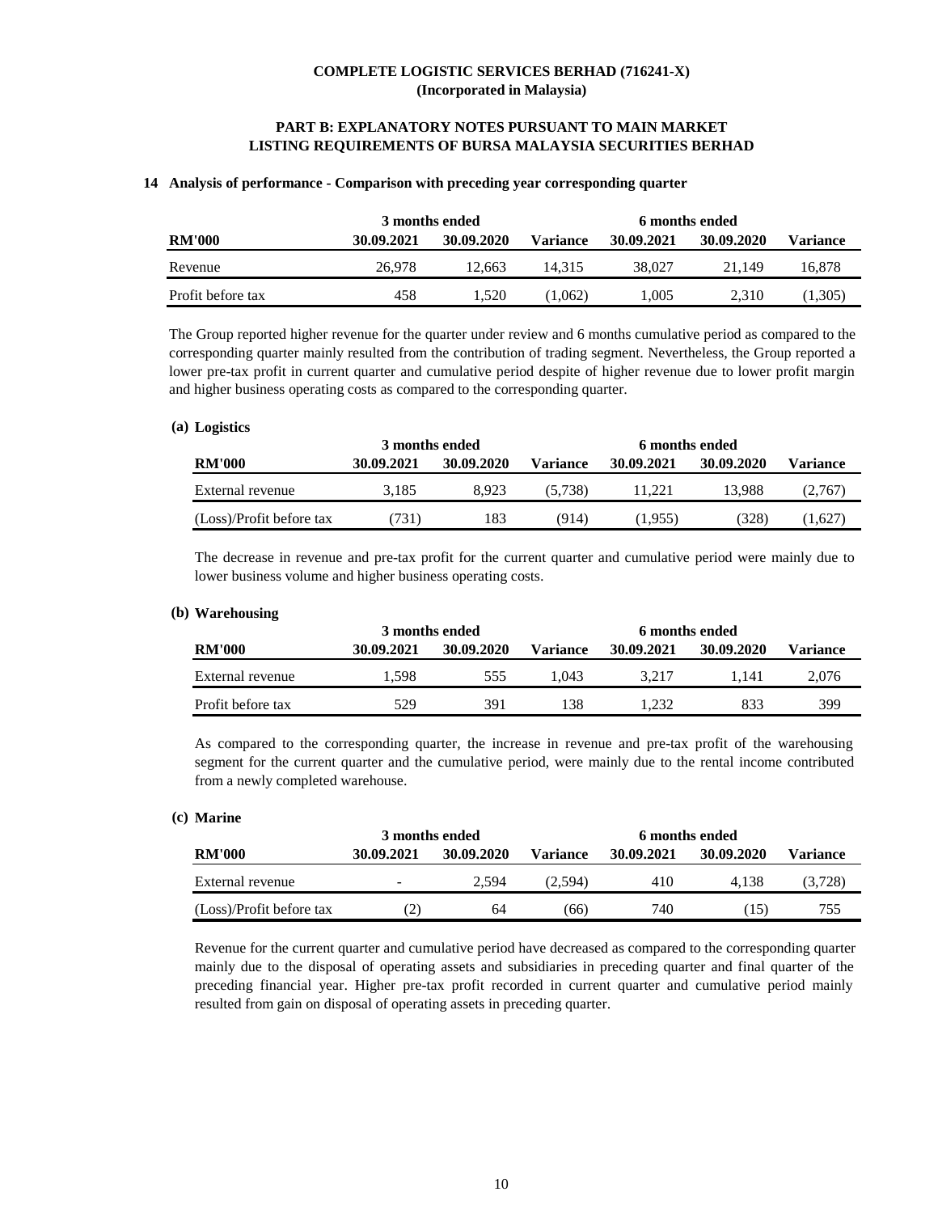**COMPLETE LOGISTIC SERVICES BERHAD (716241-X)**
**(Incorporated in Malaysia)**

**PART B: EXPLANATORY NOTES PURSUANT TO MAIN MARKET LISTING REQUIREMENTS OF BURSA MALAYSIA SECURITIES BERHAD**

**14 Analysis of performance - Comparison with preceding year corresponding quarter**

| | 3 months ended | | | 6 months ended | | |
|---|---|---|---|---|---|---|
| **RM'000** | **30.09.2021** | **30.09.2020** | **Variance** | **30.09.2021** | **30.09.2020** | **Variance** |
| Revenue | 26,978 | 12,663 | 14,315 | 38,027 | 21,149 | 16,878 |
| Profit before tax | 458 | 1,520 | (1,062) | 1,005 | 2,310 | (1,305) |

The Group reported higher revenue for the quarter under review and 6 months cumulative period as compared to the corresponding quarter mainly resulted from the contribution of trading segment. Nevertheless, the Group reported a lower pre-tax profit in current quarter and cumulative period despite of higher revenue due to lower profit margin and higher business operating costs as compared to the corresponding quarter.

**(a) Logistics**

| | 3 months ended | | | 6 months ended | | |
|---|---|---|---|---|---|---|
| **RM'000** | **30.09.2021** | **30.09.2020** | **Variance** | **30.09.2021** | **30.09.2020** | **Variance** |
| External revenue | 3,185 | 8,923 | (5,738) | 11,221 | 13,988 | (2,767) |
| (Loss)/Profit before tax | (731) | 183 | (914) | (1,955) | (328) | (1,627) |

The decrease in revenue and pre-tax profit for the current quarter and cumulative period were mainly due to lower business volume and higher business operating costs.

**(b) Warehousing**

| | 3 months ended | | | 6 months ended | | |
|---|---|---|---|---|---|---|
| **RM'000** | **30.09.2021** | **30.09.2020** | **Variance** | **30.09.2021** | **30.09.2020** | **Variance** |
| External revenue | 1,598 | 555 | 1,043 | 3,217 | 1,141 | 2,076 |
| Profit before tax | 529 | 391 | 138 | 1,232 | 833 | 399 |

As compared to the corresponding quarter, the increase in revenue and pre-tax profit of the warehousing segment for the current quarter and the cumulative period, were mainly due to the rental income contributed from a newly completed warehouse.

**(c) Marine**

| | 3 months ended | | | 6 months ended | | |
|---|---|---|---|---|---|---|
| **RM'000** | **30.09.2021** | **30.09.2020** | **Variance** | **30.09.2021** | **30.09.2020** | **Variance** |
| External revenue | - | 2,594 | (2,594) | 410 | 4,138 | (3,728) |
| (Loss)/Profit before tax | (2) | 64 | (66) | 740 | (15) | 755 |

Revenue for the current quarter and cumulative period have decreased as compared to the corresponding quarter mainly due to the disposal of operating assets and subsidiaries in preceding quarter and final quarter of the preceding financial year. Higher pre-tax profit recorded in current quarter and cumulative period mainly resulted from gain on disposal of operating assets in preceding quarter.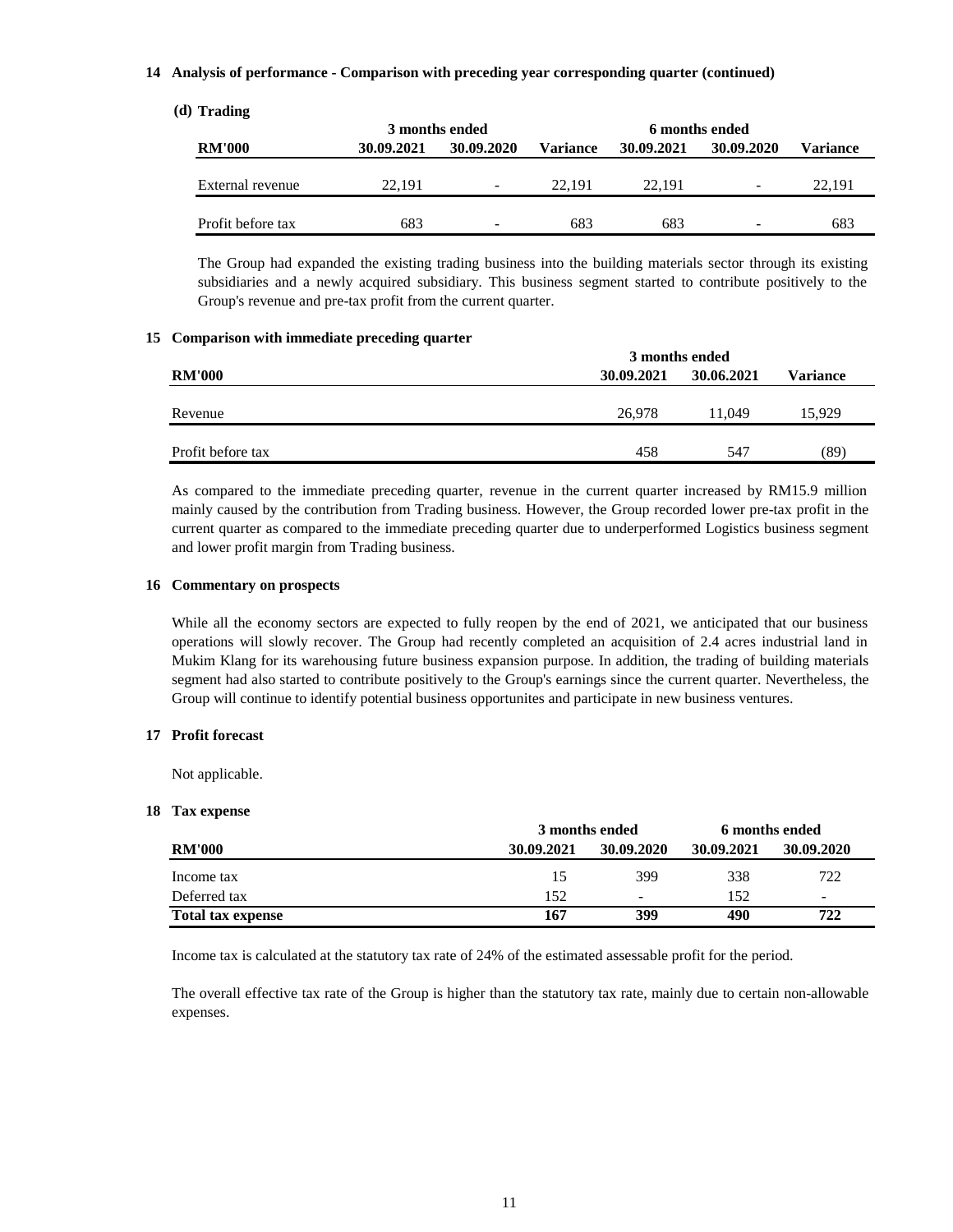## 14 Analysis of performance - Comparison with preceding year corresponding quarter (continued)

### (d) Trading

| RM'000 | 3 months ended 30.09.2021 | 3 months ended 30.09.2020 | Variance | 6 months ended 30.09.2021 | 6 months ended 30.09.2020 | Variance |
|---|---|---|---|---|---|---|
| External revenue | 22,191 | - | 22,191 | 22,191 | - | 22,191 |
| Profit before tax | 683 | - | 683 | 683 | - | 683 |

The Group had expanded the existing trading business into the building materials sector through its existing subsidiaries and a newly acquired subsidiary. This business segment started to contribute positively to the Group's revenue and pre-tax profit from the current quarter.

## 15 Comparison with immediate preceding quarter

| RM'000 | 3 months ended 30.09.2021 | 3 months ended 30.06.2021 | Variance |
|---|---|---|---|
| Revenue | 26,978 | 11,049 | 15,929 |
| Profit before tax | 458 | 547 | (89) |

As compared to the immediate preceding quarter, revenue in the current quarter increased by RM15.9 million mainly caused by the contribution from Trading business. However, the Group recorded lower pre-tax profit in the current quarter as compared to the immediate preceding quarter due to underperformed Logistics business segment and lower profit margin from Trading business.

## 16 Commentary on prospects

While all the economy sectors are expected to fully reopen by the end of 2021, we anticipated that our business operations will slowly recover. The Group had recently completed an acquisition of 2.4 acres industrial land in Mukim Klang for its warehousing future business expansion purpose. In addition, the trading of building materials segment had also started to contribute positively to the Group's earnings since the current quarter. Nevertheless, the Group will continue to identify potential business opportunites and participate in new business ventures.

## 17 Profit forecast

Not applicable.

## 18 Tax expense

| RM'000 | 3 months ended 30.09.2021 | 3 months ended 30.09.2020 | 6 months ended 30.09.2021 | 6 months ended 30.09.2020 |
|---|---|---|---|---|
| Income tax | 15 | 399 | 338 | 722 |
| Deferred tax | 152 | - | 152 | - |
| **Total tax expense** | **167** | **399** | **490** | **722** |

Income tax is calculated at the statutory tax rate of 24% of the estimated assessable profit for the period.

The overall effective tax rate of the Group is higher than the statutory tax rate, mainly due to certain non-allowable expenses.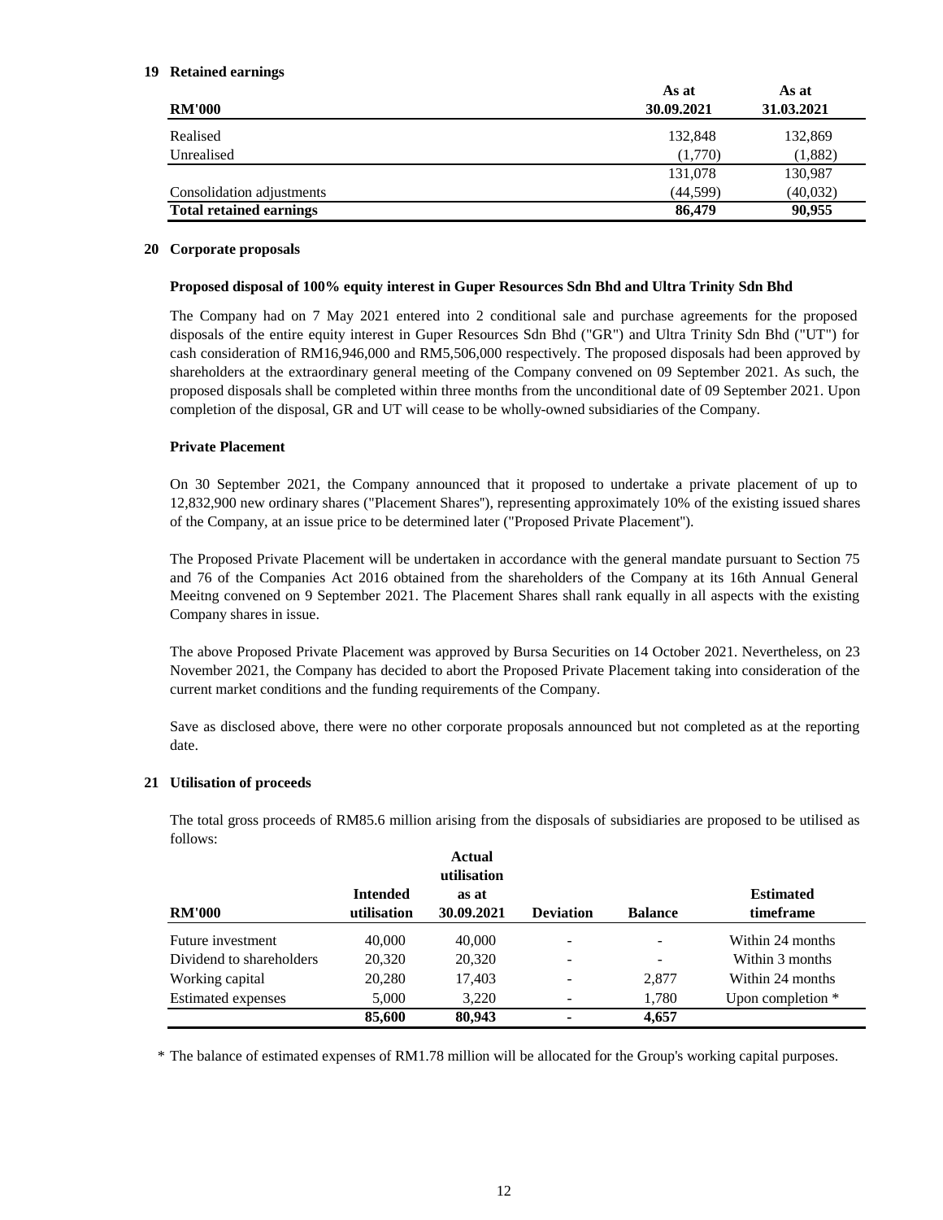## 19 Retained earnings

| RM'000 | As at 30.09.2021 | As at 31.03.2021 |
|---|---|---|
| Realised | 132,848 | 132,869 |
| Unrealised | (1,770) | (1,882) |
| | 131,078 | 130,987 |
| Consolidation adjustments | (44,599) | (40,032) |
| **Total retained earnings** | **86,479** | **90,955** |

## 20 Corporate proposals

**Proposed disposal of 100% equity interest in Guper Resources Sdn Bhd and Ultra Trinity Sdn Bhd**

The Company had on 7 May 2021 entered into 2 conditional sale and purchase agreements for the proposed disposals of the entire equity interest in Guper Resources Sdn Bhd ("GR") and Ultra Trinity Sdn Bhd ("UT") for cash consideration of RM16,946,000 and RM5,506,000 respectively. The proposed disposals had been approved by shareholders at the extraordinary general meeting of the Company convened on 09 September 2021. As such, the proposed disposals shall be completed within three months from the unconditional date of 09 September 2021. Upon completion of the disposal, GR and UT will cease to be wholly-owned subsidiaries of the Company.

**Private Placement**

On 30 September 2021, the Company announced that it proposed to undertake a private placement of up to 12,832,900 new ordinary shares ("Placement Shares"), representing approximately 10% of the existing issued shares of the Company, at an issue price to be determined later ("Proposed Private Placement").

The Proposed Private Placement will be undertaken in accordance with the general mandate pursuant to Section 75 and 76 of the Companies Act 2016 obtained from the shareholders of the Company at its 16th Annual General Meeitng convened on 9 September 2021. The Placement Shares shall rank equally in all aspects with the existing Company shares in issue.

The above Proposed Private Placement was approved by Bursa Securities on 14 October 2021. Nevertheless, on 23 November 2021, the Company has decided to abort the Proposed Private Placement taking into consideration of the current market conditions and the funding requirements of the Company.

Save as disclosed above, there were no other corporate proposals announced but not completed as at the reporting date.

## 21 Utilisation of proceeds

The total gross proceeds of RM85.6 million arising from the disposals of subsidiaries are proposed to be utilised as follows:

| RM'000 | Intended utilisation | Actual utilisation as at 30.09.2021 | Deviation | Balance | Estimated timeframe |
|---|---|---|---|---|---|
| Future investment | 40,000 | 40,000 | - | - | Within 24 months |
| Dividend to shareholders | 20,320 | 20,320 | - | - | Within 3 months |
| Working capital | 20,280 | 17,403 | - | 2,877 | Within 24 months |
| Estimated expenses | 5,000 | 3,220 | - | 1,780 | Upon completion * |
| | **85,600** | **80,943** | **-** | **4,657** | |

\* The balance of estimated expenses of RM1.78 million will be allocated for the Group's working capital purposes.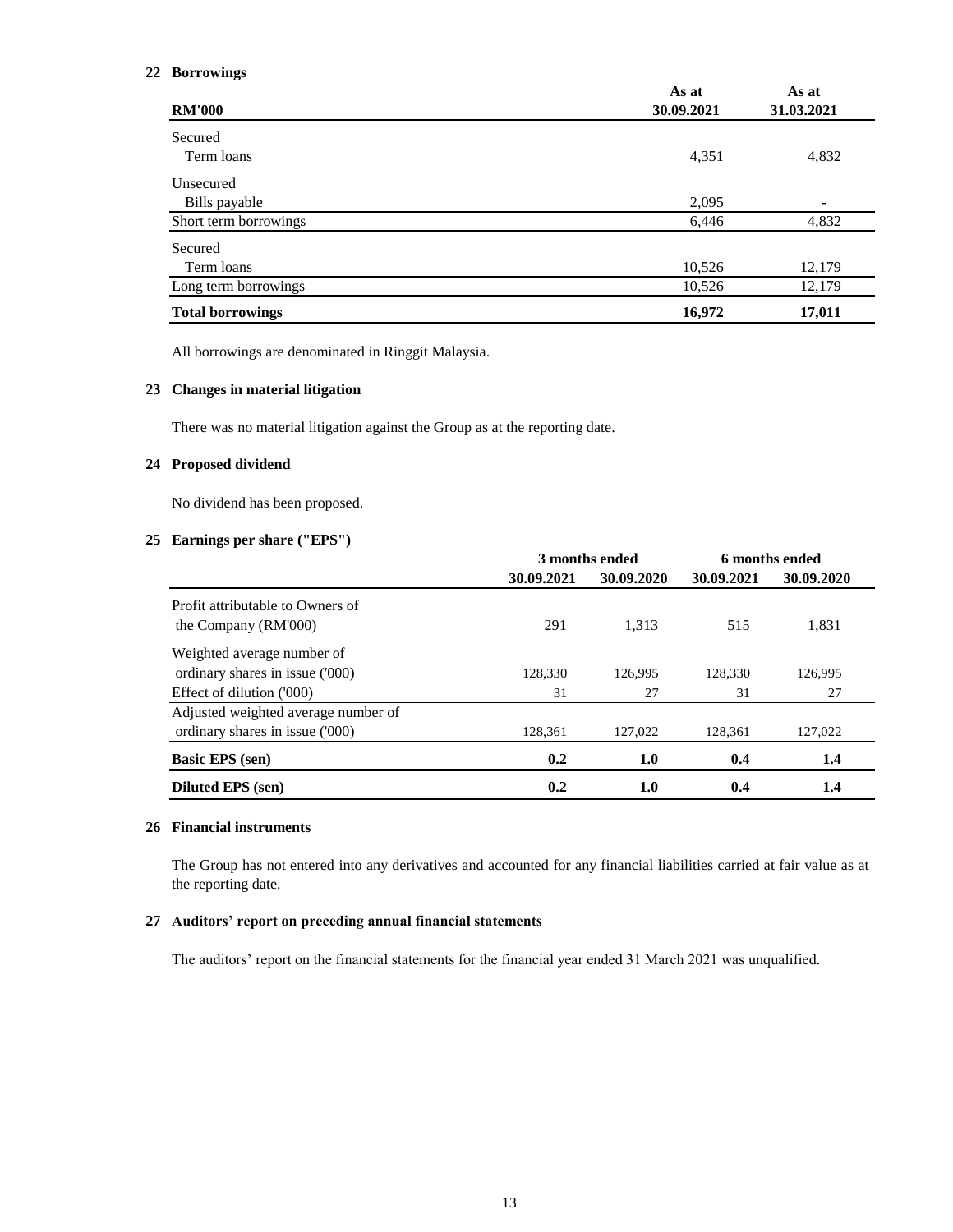## 22 Borrowings

| RM'000 | As at 30.09.2021 | As at 31.03.2021 |
|---|---|---|
| Secured | | |
| Term loans | 4,351 | 4,832 |
| Unsecured | | |
| Bills payable | 2,095 | - |
| Short term borrowings | 6,446 | 4,832 |
| Secured | | |
| Term loans | 10,526 | 12,179 |
| Long term borrowings | 10,526 | 12,179 |
| **Total borrowings** | **16,972** | **17,011** |

All borrowings are denominated in Ringgit Malaysia.

## 23 Changes in material litigation

There was no material litigation against the Group as at the reporting date.

## 24 Proposed dividend

No dividend has been proposed.

## 25 Earnings per share ("EPS")

| | 3 months ended | | 6 months ended | |
|---|---|---|---|---|
| | 30.09.2021 | 30.09.2020 | 30.09.2021 | 30.09.2020 |
| Profit attributable to Owners of the Company (RM'000) | 291 | 1,313 | 515 | 1,831 |
| Weighted average number of ordinary shares in issue ('000) | 128,330 | 126,995 | 128,330 | 126,995 |
| Effect of dilution ('000) | 31 | 27 | 31 | 27 |
| Adjusted weighted average number of ordinary shares in issue ('000) | 128,361 | 127,022 | 128,361 | 127,022 |
| **Basic EPS (sen)** | **0.2** | **1.0** | **0.4** | **1.4** |
| **Diluted EPS (sen)** | **0.2** | **1.0** | **0.4** | **1.4** |

## 26 Financial instruments

The Group has not entered into any derivatives and accounted for any financial liabilities carried at fair value as at the reporting date.

## 27 Auditors' report on preceding annual financial statements

The auditors' report on the financial statements for the financial year ended 31 March 2021 was unqualified.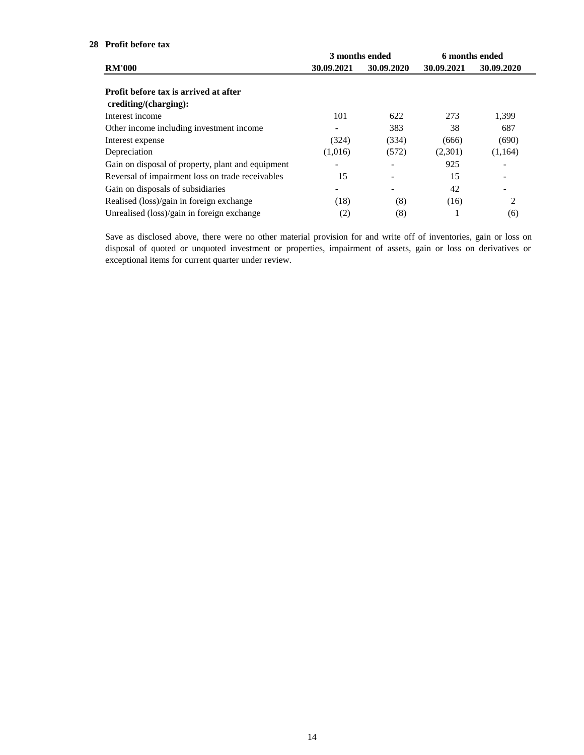## 28 Profit before tax

| | 3 months ended | | 6 months ended | |
|---|---|---|---|---|
| **RM'000** | **30.09.2021** | **30.09.2020** | **30.09.2021** | **30.09.2020** |
| **Profit before tax is arrived at after crediting/(charging):** | | | | |
| Interest income | 101 | 622 | 273 | 1,399 |
| Other income including investment income | - | 383 | 38 | 687 |
| Interest expense | (324) | (334) | (666) | (690) |
| Depreciation | (1,016) | (572) | (2,301) | (1,164) |
| Gain on disposal of property, plant and equipment | - | - | 925 | - |
| Reversal of impairment loss on trade receivables | 15 | - | 15 | - |
| Gain on disposals of subsidiaries | - | - | 42 | - |
| Realised (loss)/gain in foreign exchange | (18) | (8) | (16) | 2 |
| Unrealised (loss)/gain in foreign exchange | (2) | (8) | 1 | (6) |

Save as disclosed above, there were no other material provision for and write off of inventories, gain or loss on disposal of quoted or unquoted investment or properties, impairment of assets, gain or loss on derivatives or exceptional items for current quarter under review.